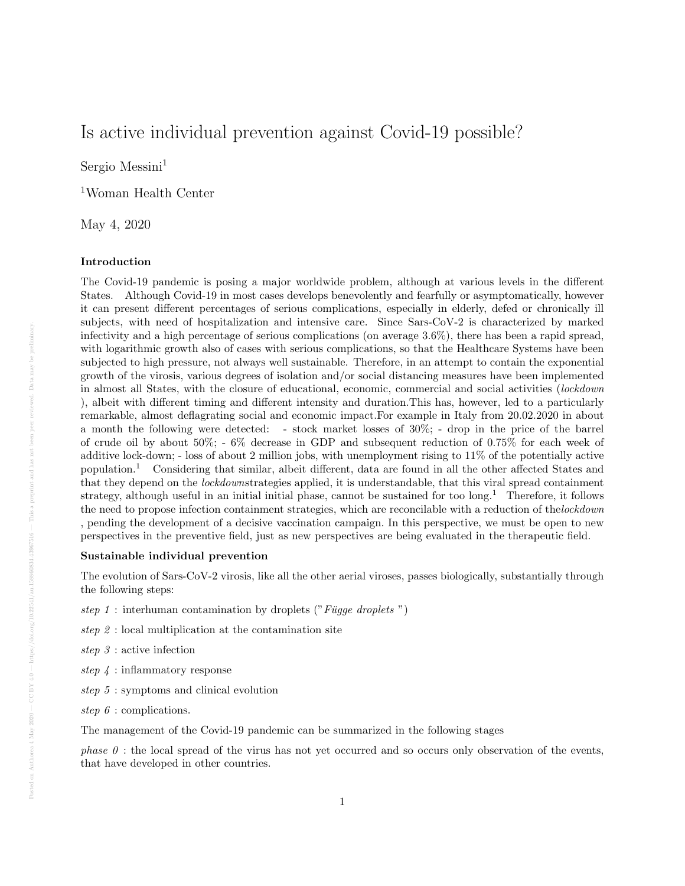# Is active individual prevention against Covid-19 possible?

Sergio Messini[1]

[1]Woman Health Center

May 4, 2020

### Introduction

The Covid-19 pandemic is posing a major worldwide problem, although at various levels in the different States. Although Covid-19 in most cases develops benevolently and fearfully or asymptomatically, however it can present different percentages of serious complications, especially in elderly, defed or chronically ill subjects, with need of hospitalization and intensive care. Since Sars-CoV-2 is characterized by marked infectivity and a high percentage of serious complications (on average 3.6%), there has been a rapid spread, with logarithmic growth also of cases with serious complications, so that the Healthcare Systems have been subjected to high pressure, not always well sustainable. Therefore, in an attempt to contain the exponential growth of the virosis, various degrees of isolation and/or social distancing measures have been implemented in almost all States, with the closure of educational, economic, commercial and social activities (*lockdown* ), albeit with different timing and different intensity and duration.This has, however, led to a particularly remarkable, almost deflagrating social and economic impact.For example in Italy from 20.02.2020 in about a month the following were detected: - stock market losses of 30%; - drop in the price of the barrel of crude oil by about 50%; - 6% decrease in GDP and subsequent reduction of 0.75% for each week of additive lock-down; - loss of about 2 million jobs, with unemployment rising to 11% of the potentially active population.[1] Considering that similar, albeit different, data are found in all the other affected States and that they depend on the *lockdown*strategies applied, it is understandable, that this viral spread containment strategy, although useful in an initial initial phase, cannot be sustained for too long.[1] Therefore, it follows the need to propose infection containment strategies, which are reconcilable with a reduction of the*lockdown* , pending the development of a decisive vaccination campaign. In this perspective, we must be open to new perspectives in the preventive field, just as new perspectives are being evaluated in the therapeutic field.

### Sustainable individual prevention

The evolution of Sars-CoV-2 virosis, like all the other aerial viroses, passes biologically, substantially through the following steps:

*step 1* : interhuman contamination by droplets ("*Függe droplets* ")

*step 2* : local multiplication at the contamination site

*step 3* : active infection

*step 4* : inflammatory response

*step 5* : symptoms and clinical evolution

*step 6* : complications.

The management of the Covid-19 pandemic can be summarized in the following stages

*phase 0* : the local spread of the virus has not yet occurred and so occurs only observation of the events, that have developed in other countries.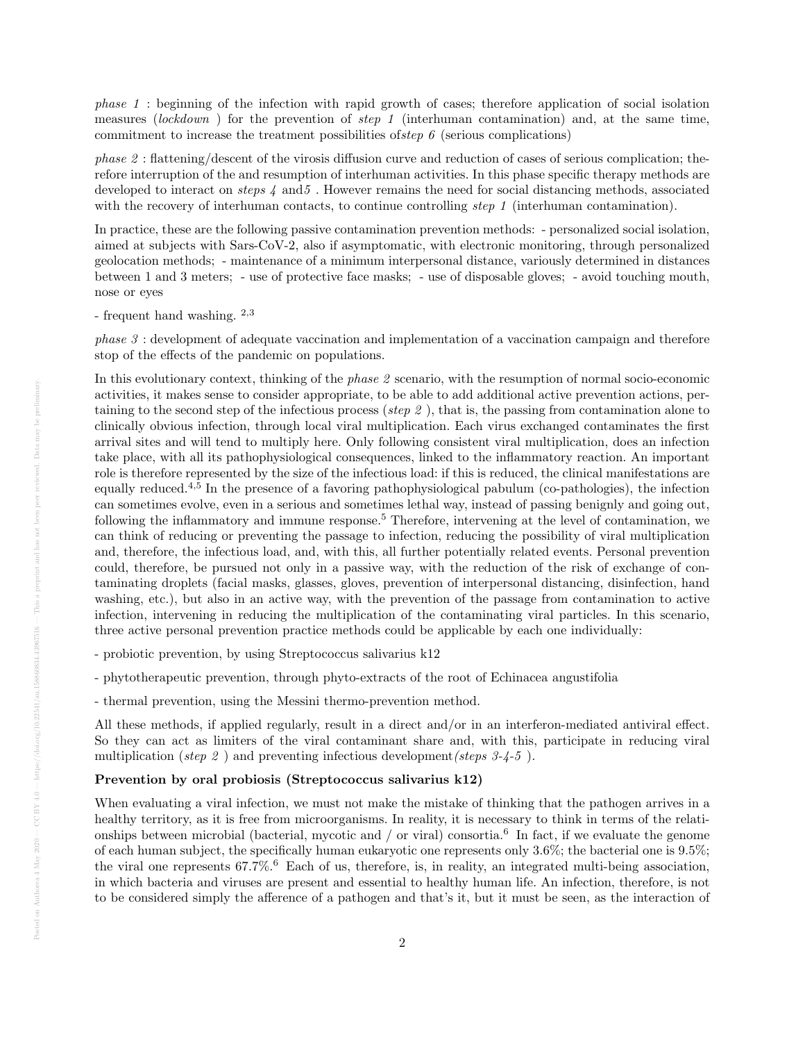*phase 1* : beginning of the infection with rapid growth of cases; therefore application of social isolation measures (*lockdown* ) for the prevention of *step 1* (interhuman contamination) and, at the same time, commitment to increase the treatment possibilities of*step 6* (serious complications)

*phase 2* : flattening/descent of the virosis diffusion curve and reduction of cases of serious complication; therefore interruption of the and resumption of interhuman activities. In this phase specific therapy methods are developed to interact on *steps 4* and*5* . However remains the need for social distancing methods, associated with the recovery of interhuman contacts, to continue controlling *step 1* (interhuman contamination).

In practice, these are the following passive contamination prevention methods: - personalized social isolation, aimed at subjects with Sars-CoV-2, also if asymptomatic, with electronic monitoring, through personalized geolocation methods; - maintenance of a minimum interpersonal distance, variously determined in distances between 1 and 3 meters; - use of protective face masks; - use of disposable gloves; - avoid touching mouth, nose or eyes

- frequent hand washing. [2,3]

*phase 3* : development of adequate vaccination and implementation of a vaccination campaign and therefore stop of the effects of the pandemic on populations.

In this evolutionary context, thinking of the *phase 2* scenario, with the resumption of normal socio-economic activities, it makes sense to consider appropriate, to be able to add additional active prevention actions, pertaining to the second step of the infectious process (*step 2* ), that is, the passing from contamination alone to clinically obvious infection, through local viral multiplication. Each virus exchanged contaminates the first arrival sites and will tend to multiply here. Only following consistent viral multiplication, does an infection take place, with all its pathophysiological consequences, linked to the inflammatory reaction. An important role is therefore represented by the size of the infectious load: if this is reduced, the clinical manifestations are equally reduced.[4,5] In the presence of a favoring pathophysiological pabulum (co-pathologies), the infection can sometimes evolve, even in a serious and sometimes lethal way, instead of passing benignly and going out, following the inflammatory and immune response.[5] Therefore, intervening at the level of contamination, we can think of reducing or preventing the passage to infection, reducing the possibility of viral multiplication and, therefore, the infectious load, and, with this, all further potentially related events. Personal prevention could, therefore, be pursued not only in a passive way, with the reduction of the risk of exchange of contaminating droplets (facial masks, glasses, gloves, prevention of interpersonal distancing, disinfection, hand washing, etc.), but also in an active way, with the prevention of the passage from contamination to active infection, intervening in reducing the multiplication of the contaminating viral particles. In this scenario, three active personal prevention practice methods could be applicable by each one individually:

- probiotic prevention, by using Streptococcus salivarius k12

- phytotherapeutic prevention, through phyto-extracts of the root of Echinacea angustifolia

- thermal prevention, using the Messini thermo-prevention method.

All these methods, if applied regularly, result in a direct and/or in an interferon-mediated antiviral effect. So they can act as limiters of the viral contaminant share and, with this, participate in reducing viral multiplication (*step 2* ) and preventing infectious development*(steps 3-4-5* ).

**Prevention by oral probiosis (Streptococcus salivarius k12)**

When evaluating a viral infection, we must not make the mistake of thinking that the pathogen arrives in a healthy territory, as it is free from microorganisms. In reality, it is necessary to think in terms of the relationships between microbial (bacterial, mycotic and / or viral) consortia.[6] In fact, if we evaluate the genome of each human subject, the specifically human eukaryotic one represents only 3.6%; the bacterial one is 9.5%; the viral one represents 67.7%.[6] Each of us, therefore, is, in reality, an integrated multi-being association, in which bacteria and viruses are present and essential to healthy human life. An infection, therefore, is not to be considered simply the afference of a pathogen and that's it, but it must be seen, as the interaction of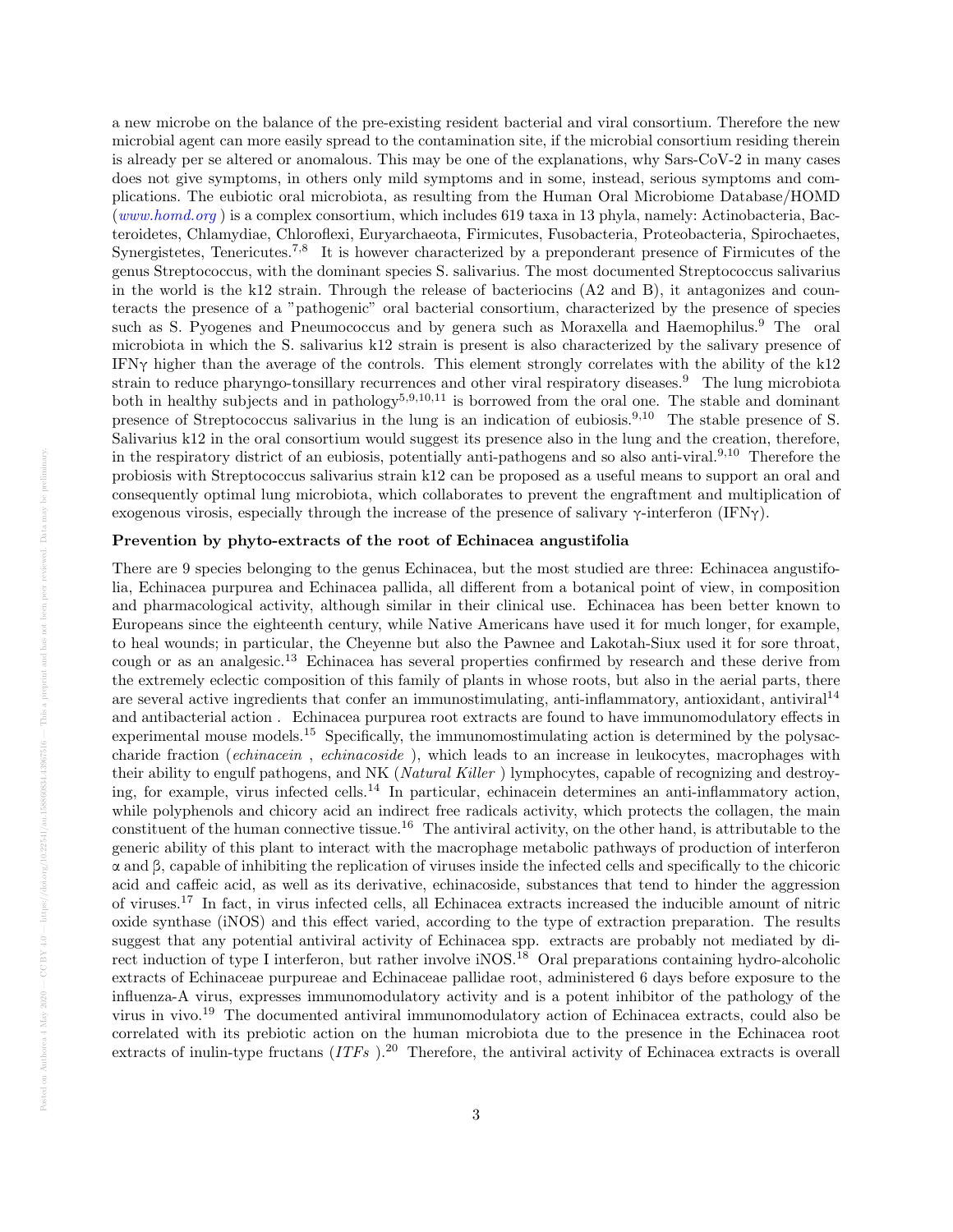a new microbe on the balance of the pre-existing resident bacterial and viral consortium. Therefore the new microbial agent can more easily spread to the contamination site, if the microbial consortium residing therein is already per se altered or anomalous. This may be one of the explanations, why Sars-CoV-2 in many cases does not give symptoms, in others only mild symptoms and in some, instead, serious symptoms and complications. The eubiotic oral microbiota, as resulting from the Human Oral Microbiome Database/HOMD (*www.homd.org* ) is a complex consortium, which includes 619 taxa in 13 phyla, namely: Actinobacteria, Bacteroidetes, Chlamydiae, Chloroflexi, Euryarchaeota, Firmicutes, Fusobacteria, Proteobacteria, Spirochaetes, Synergistetes, Tenericutes.[7,8] It is however characterized by a preponderant presence of Firmicutes of the genus Streptococcus, with the dominant species S. salivarius. The most documented Streptococcus salivarius in the world is the k12 strain. Through the release of bacteriocins (A2 and B), it antagonizes and counteracts the presence of a "pathogenic" oral bacterial consortium, characterized by the presence of species such as S. Pyogenes and Pneumococcus and by genera such as Moraxella and Haemophilus.[9] The oral microbiota in which the S. salivarius k12 strain is present is also characterized by the salivary presence of IFNγ higher than the average of the controls. This element strongly correlates with the ability of the k12 strain to reduce pharyngo-tonsillary recurrences and other viral respiratory diseases.[9] The lung microbiota both in healthy subjects and in pathology[5,9,10,11] is borrowed from the oral one. The stable and dominant presence of Streptococcus salivarius in the lung is an indication of eubiosis.[9,10] The stable presence of S. Salivarius k12 in the oral consortium would suggest its presence also in the lung and the creation, therefore, in the respiratory district of an eubiosis, potentially anti-pathogens and so also anti-viral.[9,10] Therefore the probiosis with Streptococcus salivarius strain k12 can be proposed as a useful means to support an oral and consequently optimal lung microbiota, which collaborates to prevent the engraftment and multiplication of exogenous virosis, especially through the increase of the presence of salivary γ-interferon (IFNγ).

**Prevention by phyto-extracts of the root of Echinacea angustifolia**

There are 9 species belonging to the genus Echinacea, but the most studied are three: Echinacea angustifolia, Echinacea purpurea and Echinacea pallida, all different from a botanical point of view, in composition and pharmacological activity, although similar in their clinical use. Echinacea has been better known to Europeans since the eighteenth century, while Native Americans have used it for much longer, for example, to heal wounds; in particular, the Cheyenne but also the Pawnee and Lakotah-Siux used it for sore throat, cough or as an analgesic.[13] Echinacea has several properties confirmed by research and these derive from the extremely eclectic composition of this family of plants in whose roots, but also in the aerial parts, there are several active ingredients that confer an immunostimulating, anti-inflammatory, antioxidant, antiviral[14] and antibacterial action . Echinacea purpurea root extracts are found to have immunomodulatory effects in experimental mouse models.[15] Specifically, the immunomostimulating action is determined by the polysaccharide fraction (*echinacein* , *echinacoside* ), which leads to an increase in leukocytes, macrophages with their ability to engulf pathogens, and NK (*Natural Killer* ) lymphocytes, capable of recognizing and destroying, for example, virus infected cells.[14] In particular, echinacein determines an anti-inflammatory action, while polyphenols and chicory acid an indirect free radicals activity, which protects the collagen, the main constituent of the human connective tissue.[16] The antiviral activity, on the other hand, is attributable to the generic ability of this plant to interact with the macrophage metabolic pathways of production of interferon α and β, capable of inhibiting the replication of viruses inside the infected cells and specifically to the chicoric acid and caffeic acid, as well as its derivative, echinacoside, substances that tend to hinder the aggression of viruses.[17] In fact, in virus infected cells, all Echinacea extracts increased the inducible amount of nitric oxide synthase (iNOS) and this effect varied, according to the type of extraction preparation. The results suggest that any potential antiviral activity of Echinacea spp. extracts are probably not mediated by direct induction of type I interferon, but rather involve iNOS.[18] Oral preparations containing hydro-alcoholic extracts of Echinaceae purpureae and Echinaceae pallidae root, administered 6 days before exposure to the influenza-A virus, expresses immunomodulatory activity and is a potent inhibitor of the pathology of the virus in vivo.[19] The documented antiviral immunomodulatory action of Echinacea extracts, could also be correlated with its prebiotic action on the human microbiota due to the presence in the Echinacea root extracts of inulin-type fructans (*ITFs* ).[20] Therefore, the antiviral activity of Echinacea extracts is overall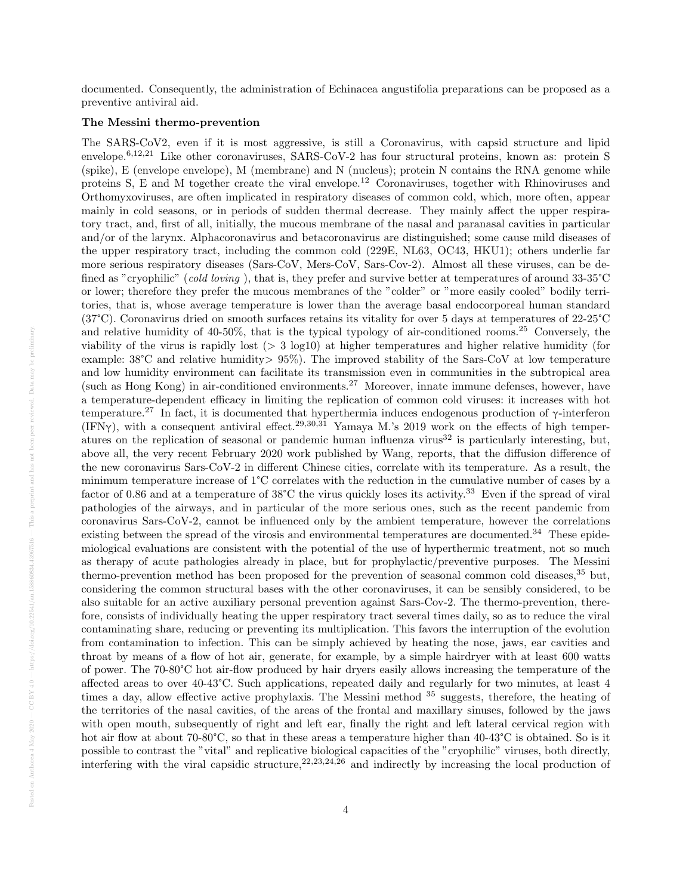documented. Consequently, the administration of Echinacea angustifolia preparations can be proposed as a preventive antiviral aid.

**The Messini thermo-prevention**

The SARS-CoV2, even if it is most aggressive, is still a Coronavirus, with capsid structure and lipid envelope.[6,12,21] Like other coronaviruses, SARS-CoV-2 has four structural proteins, known as: protein S (spike), E (envelope envelope), M (membrane) and N (nucleus); protein N contains the RNA genome while proteins S, E and M together create the viral envelope.[12] Coronaviruses, together with Rhinoviruses and Orthomyxoviruses, are often implicated in respiratory diseases of common cold, which, more often, appear mainly in cold seasons, or in periods of sudden thermal decrease. They mainly affect the upper respiratory tract, and, first of all, initially, the mucous membrane of the nasal and paranasal cavities in particular and/or of the larynx. Alphacoronavirus and betacoronavirus are distinguished; some cause mild diseases of the upper respiratory tract, including the common cold (229E, NL63, OC43, HKU1); others underlie far more serious respiratory diseases (Sars-CoV, Mers-CoV, Sars-Cov-2). Almost all these viruses, can be defined as "cryophilic" (*cold loving* ), that is, they prefer and survive better at temperatures of around 33-35°C or lower; therefore they prefer the mucous membranes of the "colder" or "more easily cooled" bodily territories, that is, whose average temperature is lower than the average basal endocorporeal human standard (37°C). Coronavirus dried on smooth surfaces retains its vitality for over 5 days at temperatures of 22-25°C and relative humidity of 40-50%, that is the typical typology of air-conditioned rooms.[25] Conversely, the viability of the virus is rapidly lost (> 3 log10) at higher temperatures and higher relative humidity (for example: 38°C and relative humidity> 95%). The improved stability of the Sars-CoV at low temperature and low humidity environment can facilitate its transmission even in communities in the subtropical area (such as Hong Kong) in air-conditioned environments.[27] Moreover, innate immune defenses, however, have a temperature-dependent efficacy in limiting the replication of common cold viruses: it increases with hot temperature.[27] In fact, it is documented that hyperthermia induces endogenous production of γ-interferon (IFNγ), with a consequent antiviral effect.[29,30,31] Yamaya M.'s 2019 work on the effects of high temperatures on the replication of seasonal or pandemic human influenza virus[32] is particularly interesting, but, above all, the very recent February 2020 work published by Wang, reports, that the diffusion difference of the new coronavirus Sars-CoV-2 in different Chinese cities, correlate with its temperature. As a result, the minimum temperature increase of 1°C correlates with the reduction in the cumulative number of cases by a factor of 0.86 and at a temperature of 38°C the virus quickly loses its activity.[33] Even if the spread of viral pathologies of the airways, and in particular of the more serious ones, such as the recent pandemic from coronavirus Sars-CoV-2, cannot be influenced only by the ambient temperature, however the correlations existing between the spread of the virosis and environmental temperatures are documented.[34] These epidemiological evaluations are consistent with the potential of the use of hyperthermic treatment, not so much as therapy of acute pathologies already in place, but for prophylactic/preventive purposes. The Messini thermo-prevention method has been proposed for the prevention of seasonal common cold diseases,[35] but, considering the common structural bases with the other coronaviruses, it can be sensibly considered, to be also suitable for an active auxiliary personal prevention against Sars-Cov-2. The thermo-prevention, therefore, consists of individually heating the upper respiratory tract several times daily, so as to reduce the viral contaminating share, reducing or preventing its multiplication. This favors the interruption of the evolution from contamination to infection. This can be simply achieved by heating the nose, jaws, ear cavities and throat by means of a flow of hot air, generate, for example, by a simple hairdryer with at least 600 watts of power. The 70-80°C hot air-flow produced by hair dryers easily allows increasing the temperature of the affected areas to over 40-43°C. Such applications, repeated daily and regularly for two minutes, at least 4 times a day, allow effective active prophylaxis. The Messini method [35] suggests, therefore, the heating of the territories of the nasal cavities, of the areas of the frontal and maxillary sinuses, followed by the jaws with open mouth, subsequently of right and left ear, finally the right and left lateral cervical region with hot air flow at about 70-80°C, so that in these areas a temperature higher than 40-43°C is obtained. So is it possible to contrast the "vital" and replicative biological capacities of the "cryophilic" viruses, both directly, interfering with the viral capsidic structure,[22,23,24,26] and indirectly by increasing the local production of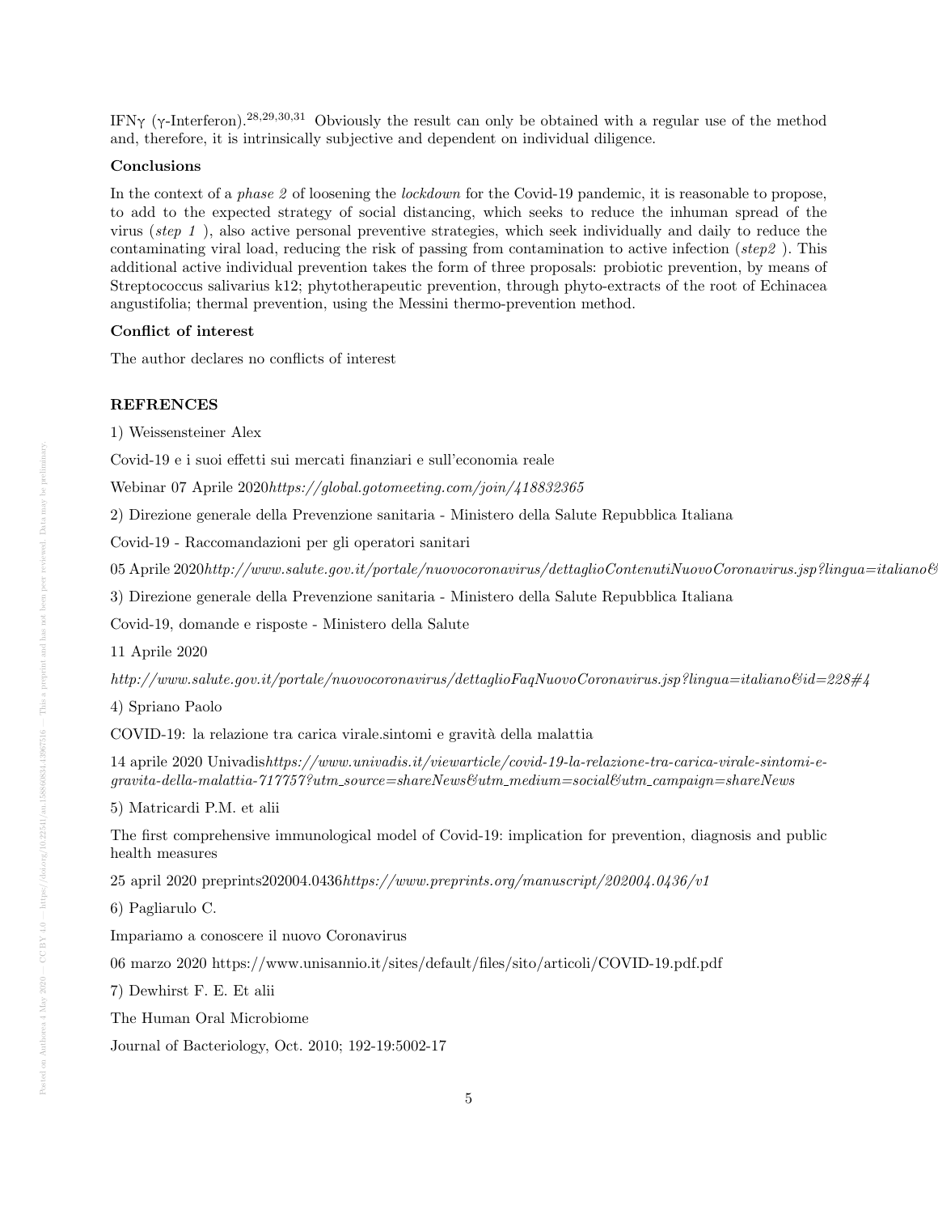IFNγ (γ-Interferon).[28,29,30,31] Obviously the result can only be obtained with a regular use of the method and, therefore, it is intrinsically subjective and dependent on individual diligence.

**Conclusions**

In the context of a *phase 2* of loosening the *lockdown* for the Covid-19 pandemic, it is reasonable to propose, to add to the expected strategy of social distancing, which seeks to reduce the inhuman spread of the virus (*step 1* ), also active personal preventive strategies, which seek individually and daily to reduce the contaminating viral load, reducing the risk of passing from contamination to active infection (*step2* ). This additional active individual prevention takes the form of three proposals: probiotic prevention, by means of Streptococcus salivarius k12; phytotherapeutic prevention, through phyto-extracts of the root of Echinacea angustifolia; thermal prevention, using the Messini thermo-prevention method.

**Conflict of interest**

The author declares no conflicts of interest

**REFRENCES**

1) Weissensteiner Alex

Covid-19 e i suoi effetti sui mercati finanziari e sull'economia reale

Webinar 07 Aprile 2020*https://global.gotomeeting.com/join/418832365*

2) Direzione generale della Prevenzione sanitaria - Ministero della Salute Repubblica Italiana

Covid-19 - Raccomandazioni per gli operatori sanitari

05 Aprile 2020*http://www.salute.gov.it/portale/nuovocoronavirus/dettaglioContenutiNuovoCoronavirus.jsp?lingua=italiano&*

3) Direzione generale della Prevenzione sanitaria - Ministero della Salute Repubblica Italiana

Covid-19, domande e risposte - Ministero della Salute

11 Aprile 2020

*http://www.salute.gov.it/portale/nuovocoronavirus/dettaglioFaqNuovoCoronavirus.jsp?lingua=italiano&id=228#4*

4) Spriano Paolo

COVID-19: la relazione tra carica virale.sintomi e gravità della malattia

14 aprile 2020 Univadis*https://www.univadis.it/viewarticle/covid-19-la-relazione-tra-carica-virale-sintomi-e-gravita-della-malattia-717757?utm_source=shareNews&utm_medium=social&utm_campaign=shareNews*

5) Matricardi P.M. et alii

The first comprehensive immunological model of Covid-19: implication for prevention, diagnosis and public health measures

25 april 2020 preprints202004.0436*https://www.preprints.org/manuscript/202004.0436/v1*

6) Pagliarulo C.

Impariamo a conoscere il nuovo Coronavirus

06 marzo 2020 https://www.unisannio.it/sites/default/files/sito/articoli/COVID-19.pdf.pdf

7) Dewhirst F. E. Et alii

The Human Oral Microbiome

Journal of Bacteriology, Oct. 2010; 192-19:5002-17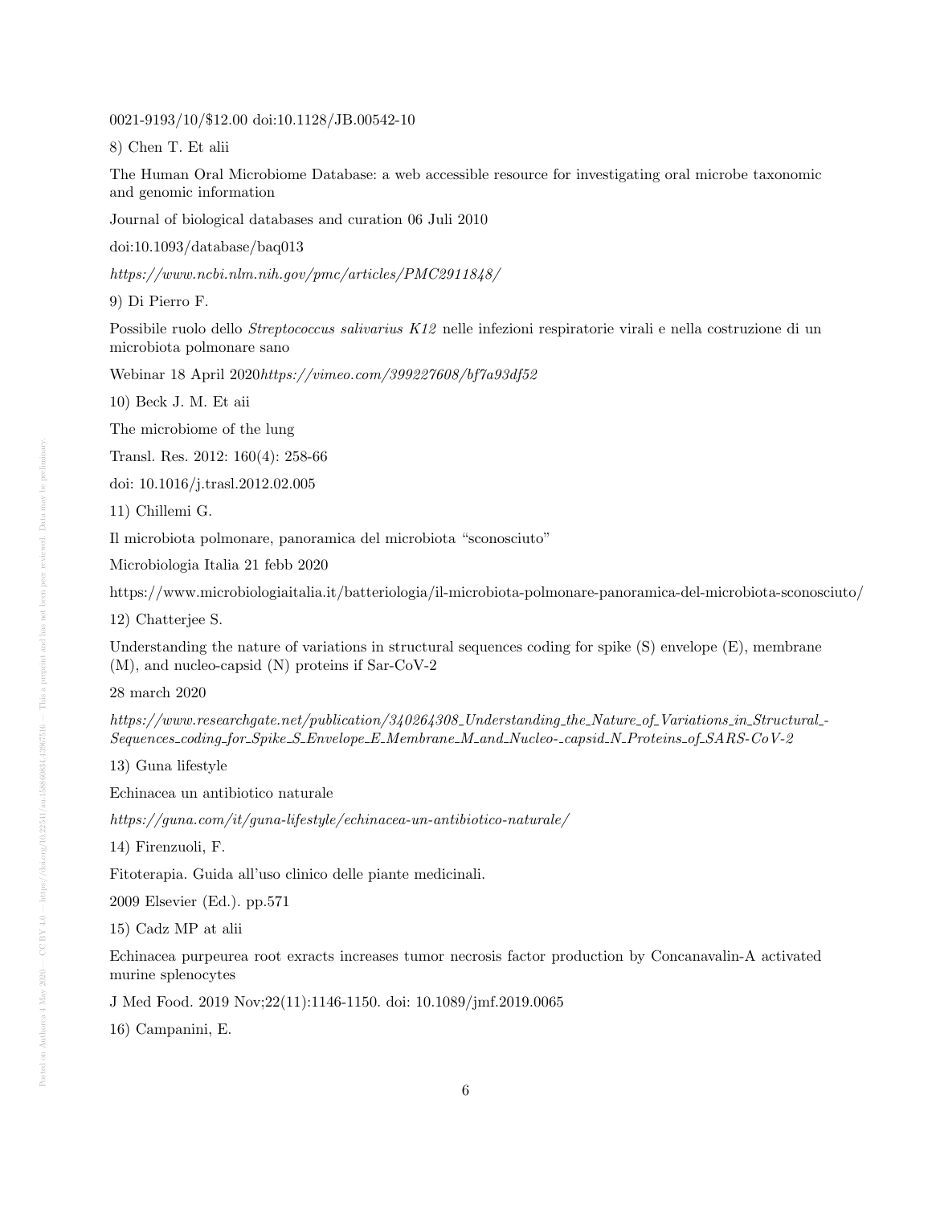0021-9193/10/$12.00 doi:10.1128/JB.00542-10

8) Chen T. Et alii

The Human Oral Microbiome Database: a web accessible resource for investigating oral microbe taxonomic and genomic information

Journal of biological databases and curation 06 Juli 2010

doi:10.1093/database/baq013

*https://www.ncbi.nlm.nih.gov/pmc/articles/PMC2911848/*

9) Di Pierro F.

Possibile ruolo dello *Streptococcus salivarius K12* nelle infezioni respiratorie virali e nella costruzione di un microbiota polmonare sano

Webinar 18 April 2020*https://vimeo.com/399227608/bf7a93df52*

10) Beck J. M. Et aii

The microbiome of the lung

Transl. Res. 2012: 160(4): 258-66

doi: 10.1016/j.trasl.2012.02.005

11) Chillemi G.

Il microbiota polmonare, panoramica del microbiota "sconosciuto"

Microbiologia Italia 21 febb 2020

https://www.microbiologiaitalia.it/batteriologia/il-microbiota-polmonare-panoramica-del-microbiota-sconosciuto/

12) Chatterjee S.

Understanding the nature of variations in structural sequences coding for spike (S) envelope (E), membrane (M), and nucleo-capsid (N) proteins if Sar-CoV-2

28 march 2020

*https://www.researchgate.net/publication/340264308_Understanding_the_Nature_of_Variations_in_Structural_-Sequences_coding_for_Spike_S_Envelope_E_Membrane_M_and_Nucleo-_capsid_N_Proteins_of_SARS-CoV-2*

13) Guna lifestyle

Echinacea un antibiotico naturale

*https://guna.com/it/guna-lifestyle/echinacea-un-antibiotico-naturale/*

14) Firenzuoli, F.

Fitoterapia. Guida all'uso clinico delle piante medicinali.

2009 Elsevier (Ed.). pp.571

15) Cadz MP at alii

Echinacea purpeurea root exracts increases tumor necrosis factor production by Concanavalin-A activated murine splenocytes

J Med Food. 2019 Nov;22(11):1146-1150. doi: 10.1089/jmf.2019.0065

16) Campanini, E.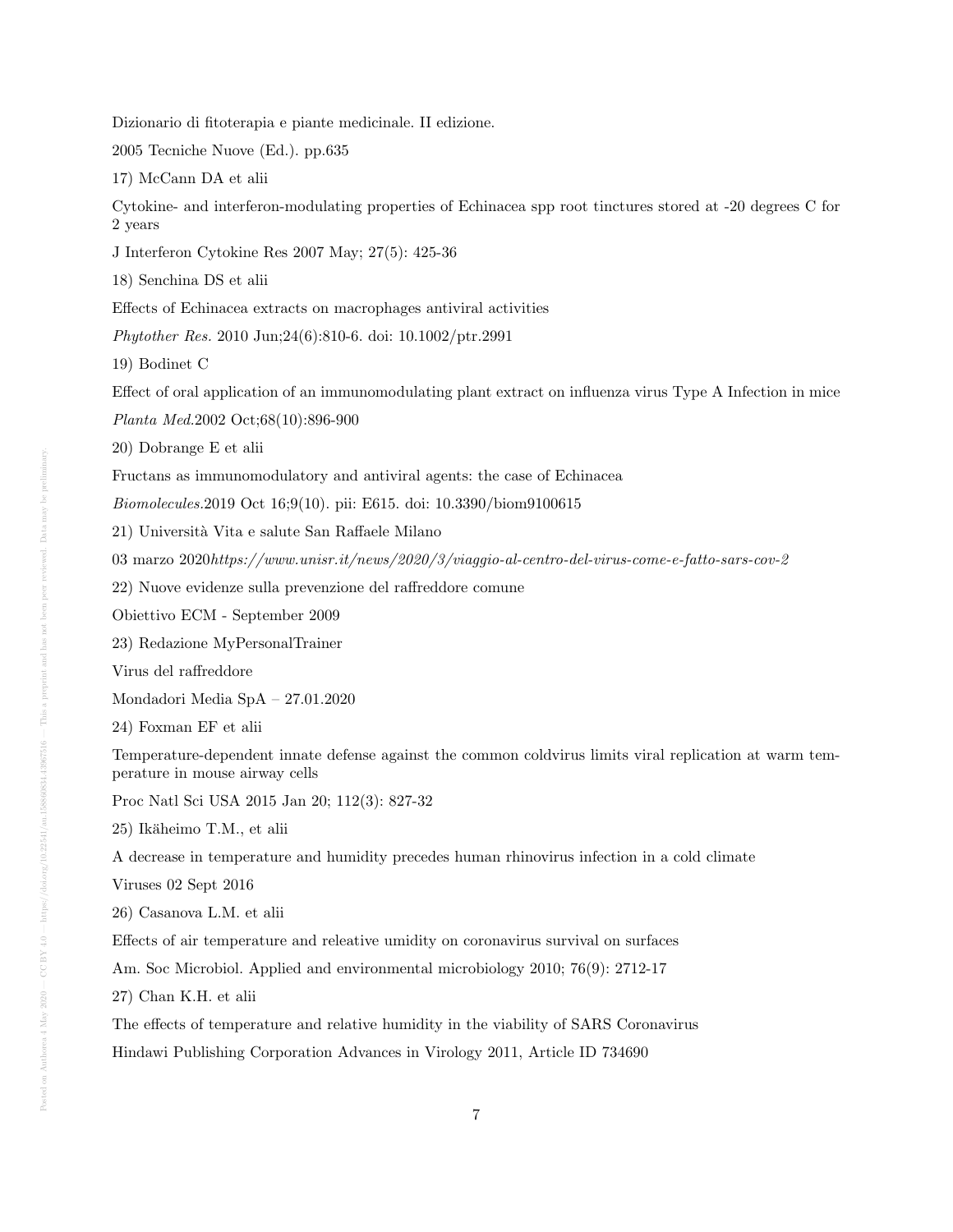Dizionario di fitoterapia e piante medicinale. II edizione.

2005 Tecniche Nuove (Ed.). pp.635

17) McCann DA et alii

Cytokine- and interferon-modulating properties of Echinacea spp root tinctures stored at -20 degrees C for 2 years

J Interferon Cytokine Res 2007 May; 27(5): 425-36

18) Senchina DS et alii

Effects of Echinacea extracts on macrophages antiviral activities

*Phytother Res.* 2010 Jun;24(6):810-6. doi: 10.1002/ptr.2991

19) Bodinet C

Effect of oral application of an immunomodulating plant extract on influenza virus Type A Infection in mice

*Planta Med.*2002 Oct;68(10):896-900

20) Dobrange E et alii

Fructans as immunomodulatory and antiviral agents: the case of Echinacea

*Biomolecules.*2019 Oct 16;9(10). pii: E615. doi: 10.3390/biom9100615

21) Università Vita e salute San Raffaele Milano

03 marzo 2020*https://www.unisr.it/news/2020/3/viaggio-al-centro-del-virus-come-e-fatto-sars-cov-2*

22) Nuove evidenze sulla prevenzione del raffreddore comune

Obiettivo ECM - September 2009

23) Redazione MyPersonalTrainer

Virus del raffreddore

Mondadori Media SpA – 27.01.2020

24) Foxman EF et alii

Temperature-dependent innate defense against the common coldvirus limits viral replication at warm temperature in mouse airway cells

Proc Natl Sci USA 2015 Jan 20; 112(3): 827-32

25) Ikäheimo T.M., et alii

A decrease in temperature and humidity precedes human rhinovirus infection in a cold climate

Viruses 02 Sept 2016

26) Casanova L.M. et alii

Effects of air temperature and releative umidity on coronavirus survival on surfaces

Am. Soc Microbiol. Applied and environmental microbiology 2010; 76(9): 2712-17

27) Chan K.H. et alii

The effects of temperature and relative humidity in the viability of SARS Coronavirus

Hindawi Publishing Corporation Advances in Virology 2011, Article ID 734690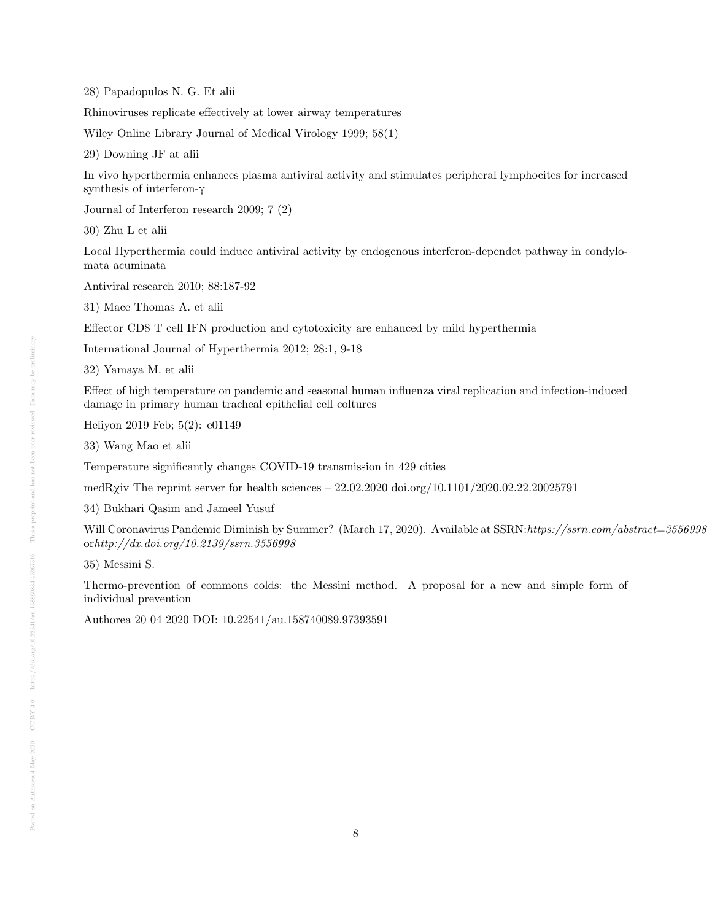28) Papadopulos N. G. Et alii

Rhinoviruses replicate effectively at lower airway temperatures

Wiley Online Library Journal of Medical Virology 1999; 58(1)

29) Downing JF at alii

In vivo hyperthermia enhances plasma antiviral activity and stimulates peripheral lymphocites for increased synthesis of interferon-γ

Journal of Interferon research 2009; 7 (2)

30) Zhu L et alii

Local Hyperthermia could induce antiviral activity by endogenous interferon-dependet pathway in condylomata acuminata

Antiviral research 2010; 88:187-92

31) Mace Thomas A. et alii

Effector CD8 T cell IFN production and cytotoxicity are enhanced by mild hyperthermia

International Journal of Hyperthermia 2012; 28:1, 9-18

32) Yamaya M. et alii

Effect of high temperature on pandemic and seasonal human influenza viral replication and infection-induced damage in primary human tracheal epithelial cell coltures

Heliyon 2019 Feb; 5(2): e01149

33) Wang Mao et alii

Temperature significantly changes COVID-19 transmission in 429 cities

medRχiv The reprint server for health sciences – 22.02.2020 doi.org/10.1101/2020.02.22.20025791

34) Bukhari Qasim and Jameel Yusuf

Will Coronavirus Pandemic Diminish by Summer? (March 17, 2020). Available at SSRN:*https://ssrn.com/abstract=3556998* or*http://dx.doi.org/10.2139/ssrn.3556998*

35) Messini S.

Thermo-prevention of commons colds: the Messini method. A proposal for a new and simple form of individual prevention

Authorea 20 04 2020 DOI: 10.22541/au.158740089.97393591